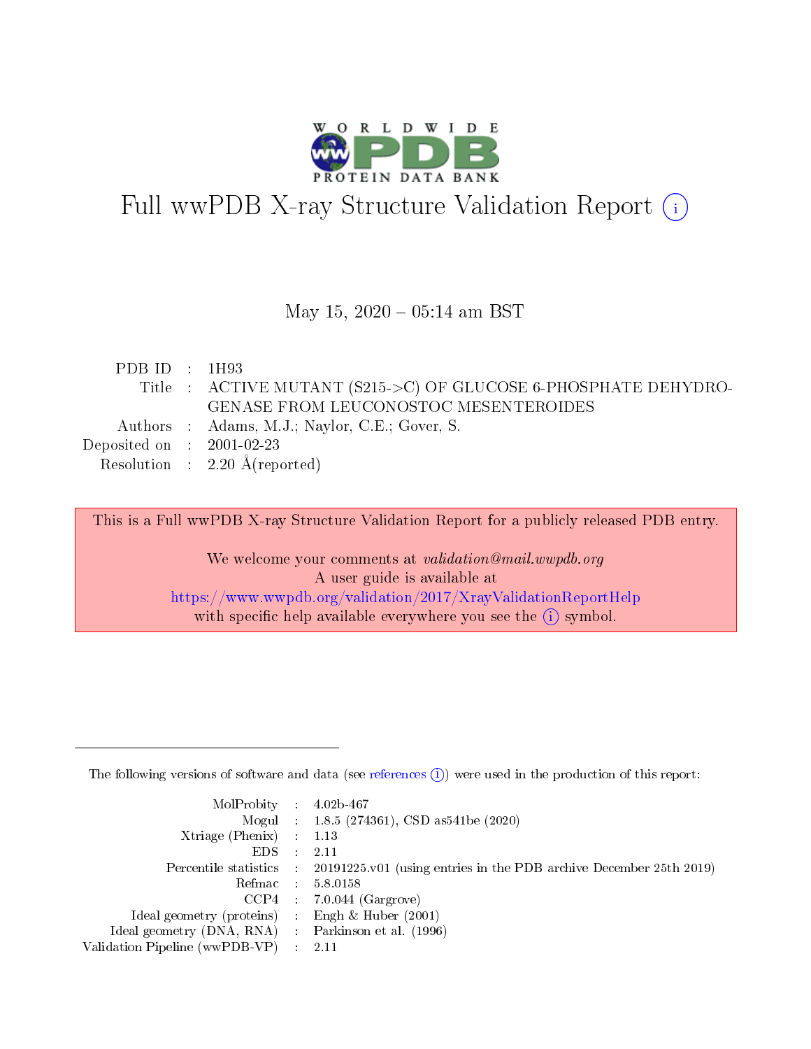# Full wwPDB X-ray Structure Validation Report (i)

May 15, 2020 – 05:14 am BST

| | | |
|---|---|---|
| PDB ID | : | 1H93 |
| Title | : | ACTIVE MUTANT (S215->C) OF GLUCOSE 6-PHOSPHATE DEHYDROGENASE FROM LEUCONOSTOC MESENTEROIDES |
| Authors | : | Adams, M.J.; Naylor, C.E.; Gover, S. |
| Deposited on | : | 2001-02-23 |
| Resolution | : | 2.20 Å(reported) |

This is a Full wwPDB X-ray Structure Validation Report for a publicly released PDB entry.

We welcome your comments at *validation@mail.wwpdb.org*
A user guide is available at
https://www.wwpdb.org/validation/2017/XrayValidationReportHelp
with specific help available everywhere you see the (i) symbol.

---

The following versions of software and data (see references (i)) were used in the production of this report:

| | | |
|---|---|---|
| MolProbity | : | 4.02b-467 |
| Mogul | : | 1.8.5 (274361), CSD as541be (2020) |
| Xtriage (Phenix) | : | 1.13 |
| EDS | : | 2.11 |
| Percentile statistics | : | 20191225.v01 (using entries in the PDB archive December 25th 2019) |
| Refmac | : | 5.8.0158 |
| CCP4 | : | 7.0.044 (Gargrove) |
| Ideal geometry (proteins) | : | Engh & Huber (2001) |
| Ideal geometry (DNA, RNA) | : | Parkinson et al. (1996) |
| Validation Pipeline (wwPDB-VP) | : | 2.11 |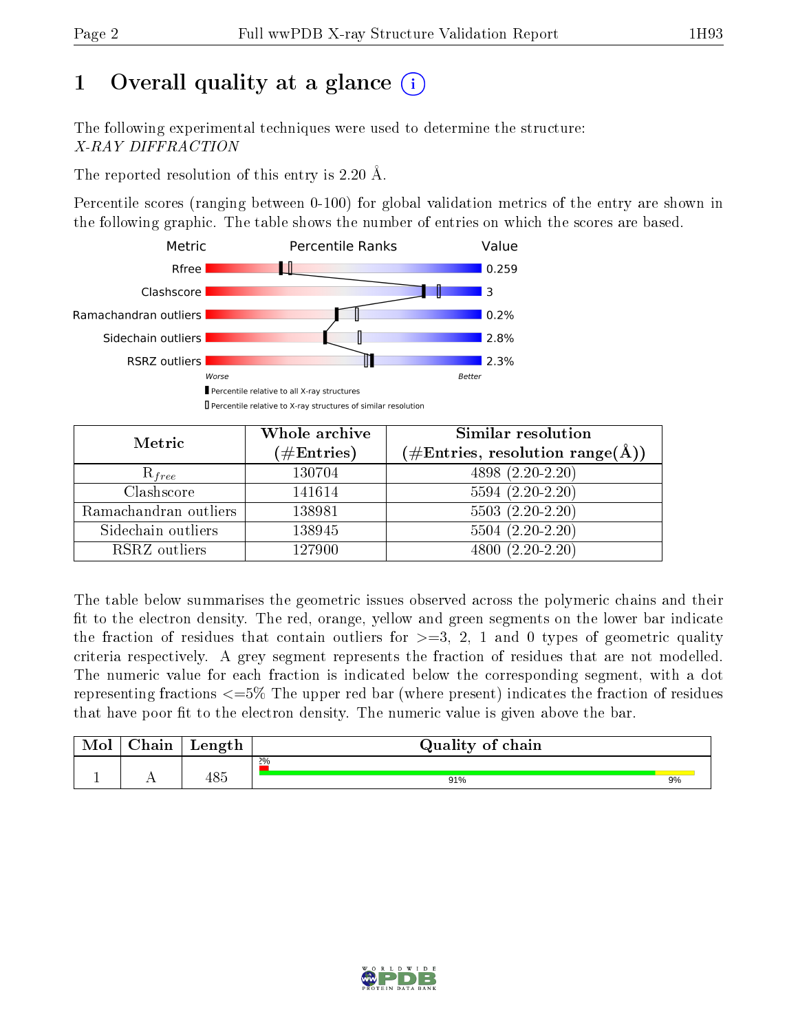# 1 Overall quality at a glance

The following experimental techniques were used to determine the structure:
*X-RAY DIFFRACTION*

The reported resolution of this entry is 2.20 Å.

Percentile scores (ranging between 0-100) for global validation metrics of the entry are shown in the following graphic. The table shows the number of entries on which the scores are based.

| Metric | Value |
|---|---|
| Rfree | 0.259 |
| Clashscore | 3 |
| Ramachandran outliers | 0.2% |
| Sidechain outliers | 2.8% |
| RSRZ outliers | 2.3% |

Worse — Better

▮ Percentile relative to all X-ray structures
▯ Percentile relative to X-ray structures of similar resolution

| Metric | Whole archive (#Entries) | Similar resolution (#Entries, resolution range(Å)) |
|---|---|---|
| $R_{free}$ | 130704 | 4898 (2.20-2.20) |
| Clashscore | 141614 | 5594 (2.20-2.20) |
| Ramachandran outliers | 138981 | 5503 (2.20-2.20) |
| Sidechain outliers | 138945 | 5504 (2.20-2.20) |
| RSRZ outliers | 127900 | 4800 (2.20-2.20) |

The table below summarises the geometric issues observed across the polymeric chains and their fit to the electron density. The red, orange, yellow and green segments on the lower bar indicate the fraction of residues that contain outliers for >=3, 2, 1 and 0 types of geometric quality criteria respectively. A grey segment represents the fraction of residues that are not modelled. The numeric value for each fraction is indicated below the corresponding segment, with a dot representing fractions <=5% The upper red bar (where present) indicates the fraction of residues that have poor fit to the electron density. The numeric value is given above the bar.

| Mol | Chain | Length | Quality of chain |
|---|---|---|---|
| 1 | A | 485 | 2%; 91%, 9% |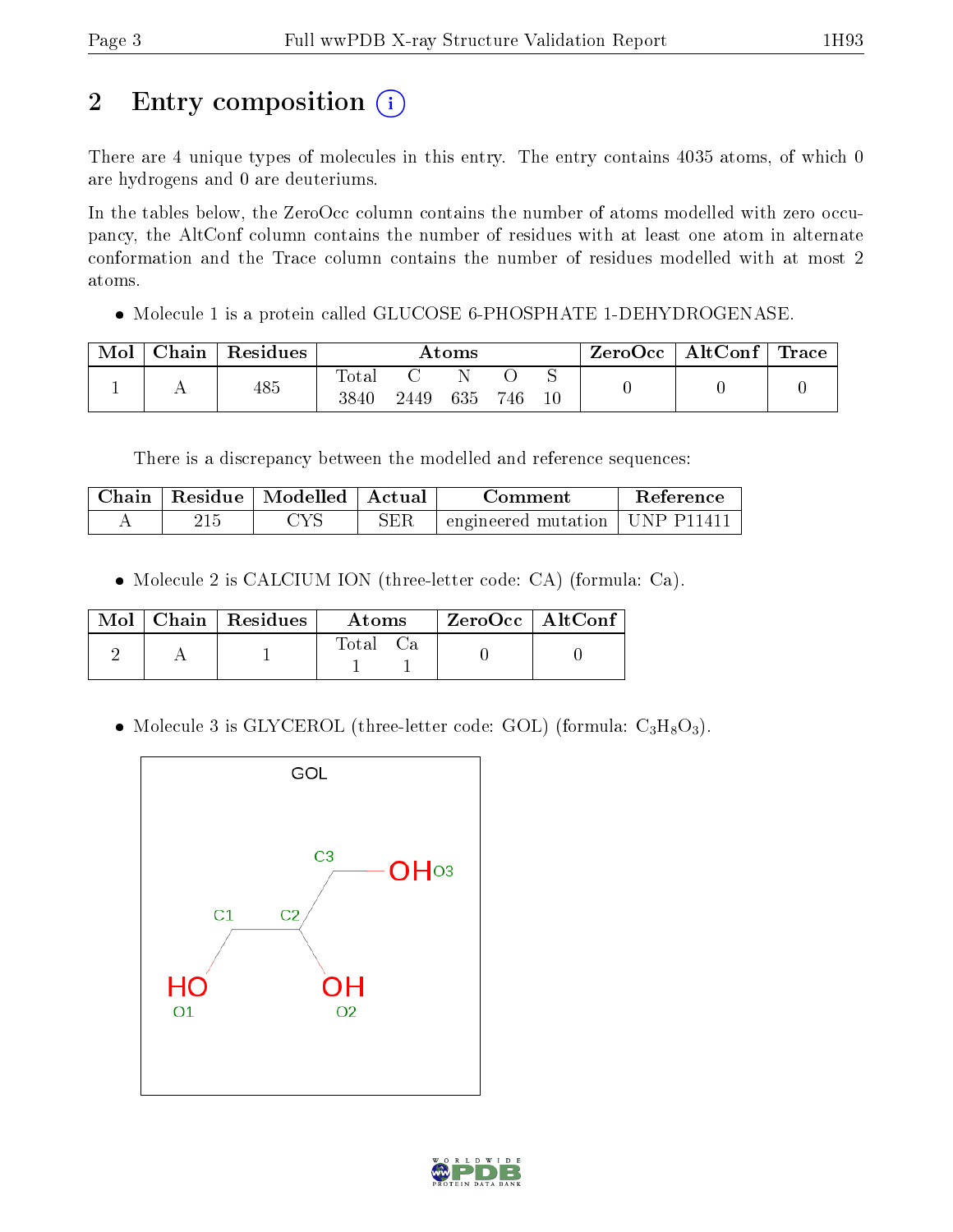# 2 Entry composition

There are 4 unique types of molecules in this entry. The entry contains 4035 atoms, of which 0 are hydrogens and 0 are deuteriums.

In the tables below, the ZeroOcc column contains the number of atoms modelled with zero occupancy, the AltConf column contains the number of residues with at least one atom in alternate conformation and the Trace column contains the number of residues modelled with at most 2 atoms.

- Molecule 1 is a protein called GLUCOSE 6-PHOSPHATE 1-DEHYDROGENASE.

| Mol | Chain | Residues | Atoms | | | | | ZeroOcc | AltConf | Trace |
|---|---|---|---|---|---|---|---|---|---|---|
| 1 | A | 485 | Total<br>3840 | C<br>2449 | N<br>635 | O<br>746 | S<br>10 | 0 | 0 | 0 |

There is a discrepancy between the modelled and reference sequences:

| Chain | Residue | Modelled | Actual | Comment | Reference |
|---|---|---|---|---|---|
| A | 215 | CYS | SER | engineered mutation | UNP P11411 |

- Molecule 2 is CALCIUM ION (three-letter code: CA) (formula: Ca).

| Mol | Chain | Residues | Atoms | | ZeroOcc | AltConf |
|---|---|---|---|---|---|---|
| 2 | A | 1 | Total<br>1 | Ca<br>1 | 0 | 0 |

- Molecule 3 is GLYCEROL (three-letter code: GOL) (formula: $C_3H_8O_3$).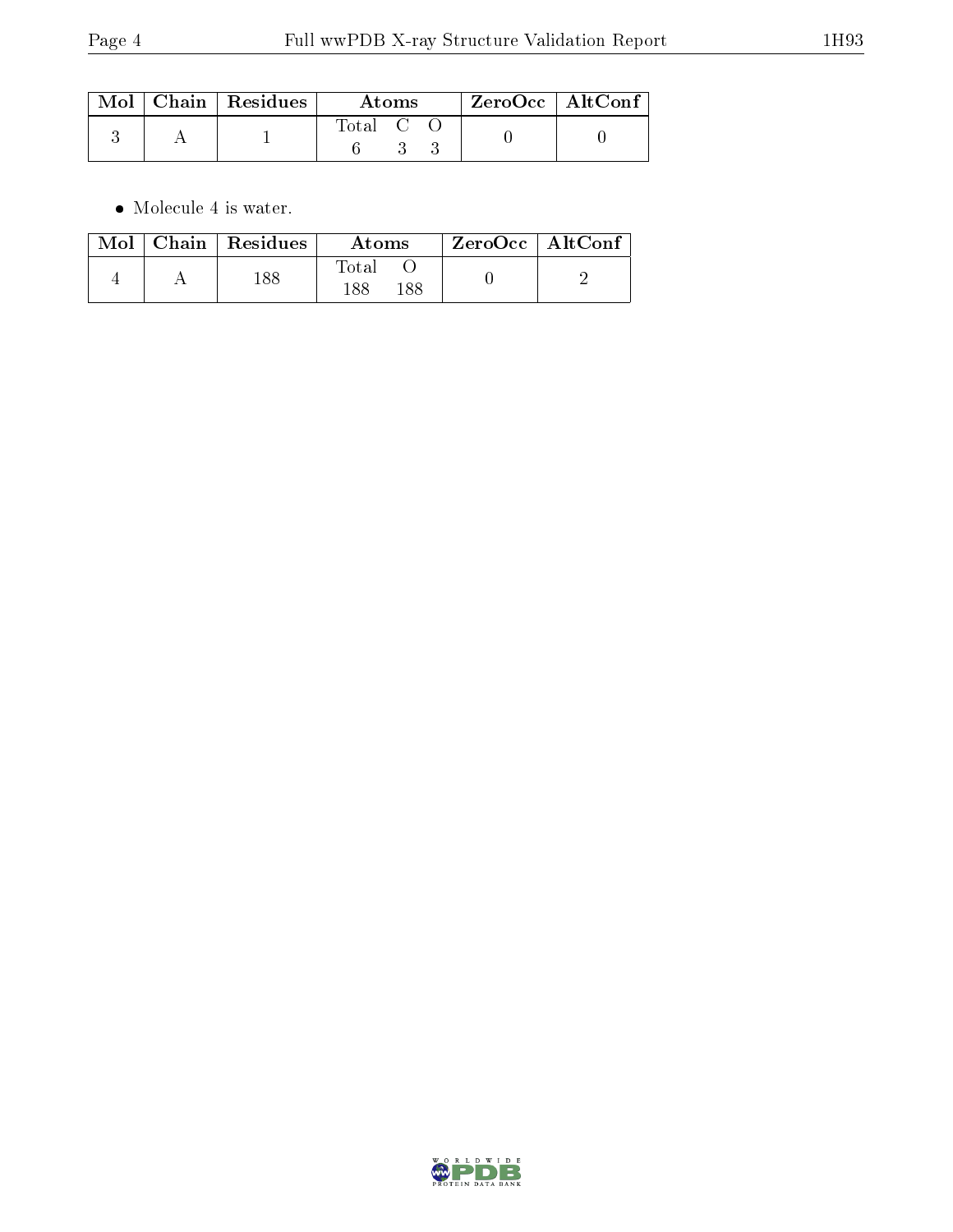| Mol | Chain | Residues | Atoms | | | ZeroOcc | AltConf |
|---|---|---|---|---|---|---|---|
| | | | Total | C | O | | |
| 3 | A | 1 | 6 | 3 | 3 | 0 | 0 |

- Molecule 4 is water.

| Mol | Chain | Residues | Atoms | | ZeroOcc | AltConf |
|---|---|---|---|---|---|---|
| | | | Total | O | | |
| 4 | A | 188 | 188 | 188 | 0 | 2 |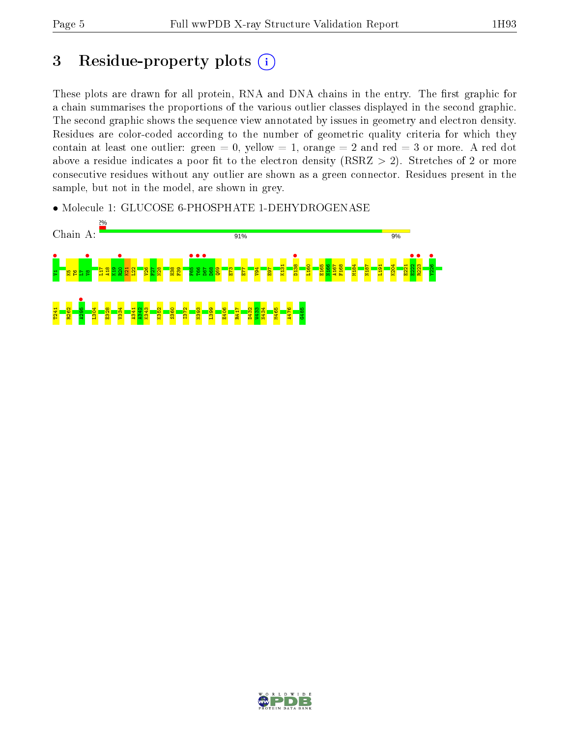# 3 Residue-property plots

These plots are drawn for all protein, RNA and DNA chains in the entry. The first graphic for a chain summarises the proportions of the various outlier classes displayed in the second graphic. The second graphic shows the sequence view annotated by issues in geometry and electron density. Residues are color-coded according to the number of geometric quality criteria for which they contain at least one outlier: green = 0, yellow = 1, orange = 2 and red = 3 or more. A red dot above a residue indicates a poor fit to the electron density (RSRZ > 2). Stretches of 2 or more consecutive residues without any outlier are shown as a green connector. Residues present in the sample, but not in the model, are shown in grey.

- Molecule 1: GLUCOSE 6-PHOSPHATE 1-DEHYDROGENASE

Chain A: 2% | 91% | 9%

V1 K5 T6 L7 V8 L17 A18 K19 R20 K21 L22 V26 F27 N28 H38 F39 F65 T66 D67 D68 Q69 E73 E77 V94 E97 K131 D138 L160 E165 N166 A167 F168 M184 N187 L191 K204 E221 E222 R223 Y226 T241 R262 A295 L304 E328 V334 A341 A342 K343 K352 S360 I372 N393 L399 E406 R417 D432 W433 N434 M465 A476 G485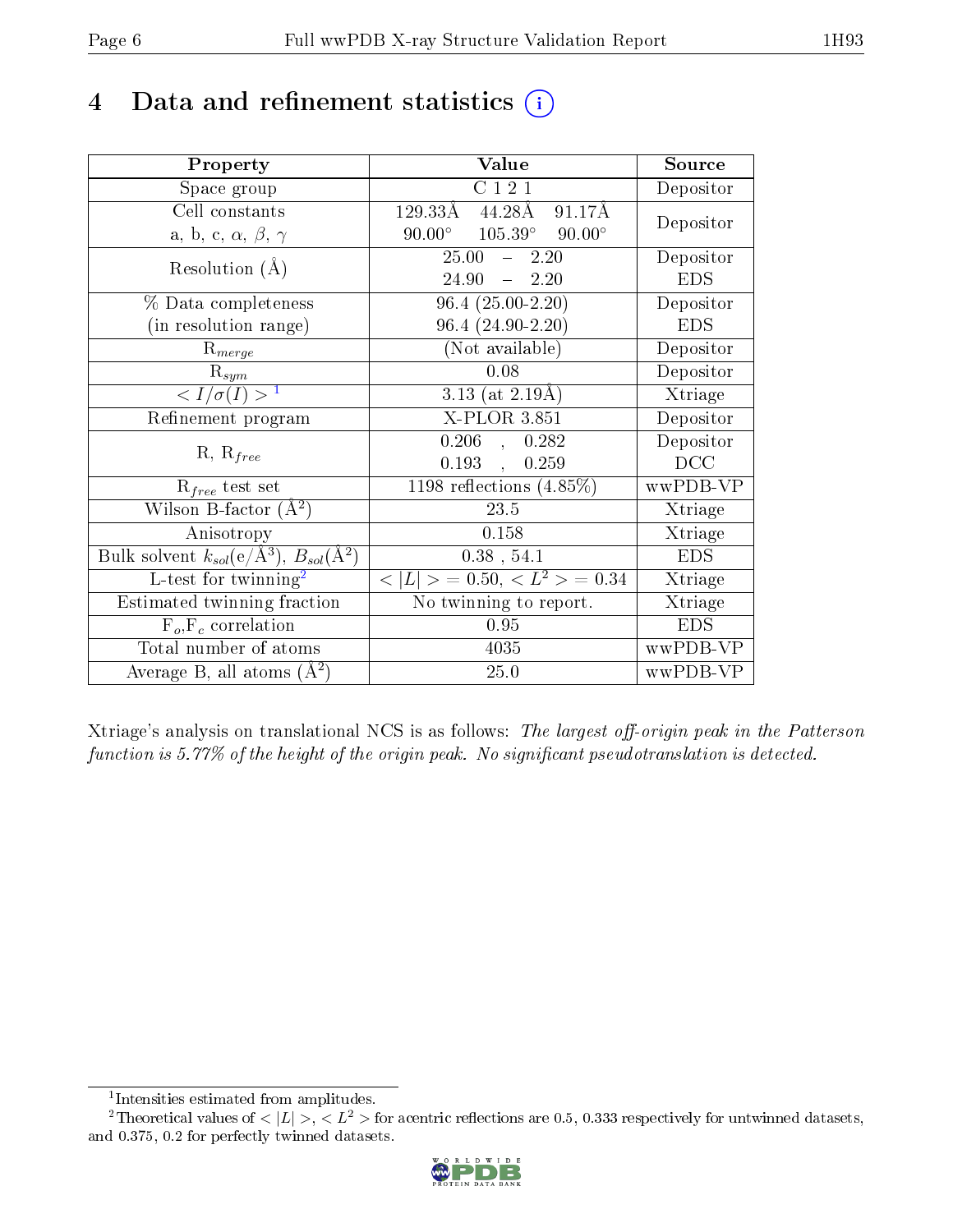# 4 Data and refinement statistics (i)

| Property | Value | Source |
|---|---|---|
| Space group | C 1 2 1 | Depositor |
| Cell constants<br>a, b, c, $\alpha$, $\beta$, $\gamma$ | 129.33Å 44.28Å 91.17Å<br>90.00° 105.39° 90.00° | Depositor |
| Resolution (Å) | 25.00 – 2.20<br>24.90 – 2.20 | Depositor<br>EDS |
| % Data completeness<br>(in resolution range) | 96.4 (25.00-2.20)<br>96.4 (24.90-2.20) | Depositor<br>EDS |
| $R_{merge}$ | (Not available) | Depositor |
| $R_{sym}$ | 0.08 | Depositor |
| $< I/\sigma(I) >$ [1] | 3.13 (at 2.19Å) | Xtriage |
| Refinement program | X-PLOR 3.851 | Depositor |
| R, $R_{free}$ | 0.206 , 0.282<br>0.193 , 0.259 | Depositor<br>DCC |
| $R_{free}$ test set | 1198 reflections (4.85%) | wwPDB-VP |
| Wilson B-factor (Å$^2$) | 23.5 | Xtriage |
| Anisotropy | 0.158 | Xtriage |
| Bulk solvent $k_{sol}$(e/Å$^3$), $B_{sol}$(Å$^2$) | 0.38 , 54.1 | EDS |
| L-test for twinning[2] | $< \|L\| >$ = 0.50, $< L^2 >$ = 0.34 | Xtriage |
| Estimated twinning fraction | No twinning to report. | Xtriage |
| $F_o$,$F_c$ correlation | 0.95 | EDS |
| Total number of atoms | 4035 | wwPDB-VP |
| Average B, all atoms (Å$^2$) | 25.0 | wwPDB-VP |

Xtriage's analysis on translational NCS is as follows: *The largest off-origin peak in the Patterson function is 5.77% of the height of the origin peak. No significant pseudotranslation is detected.*

[1] Intensities estimated from amplitudes.

[2] Theoretical values of $< |L| >$, $< L^2 >$ for acentric reflections are 0.5, 0.333 respectively for untwinned datasets, and 0.375, 0.2 for perfectly twinned datasets.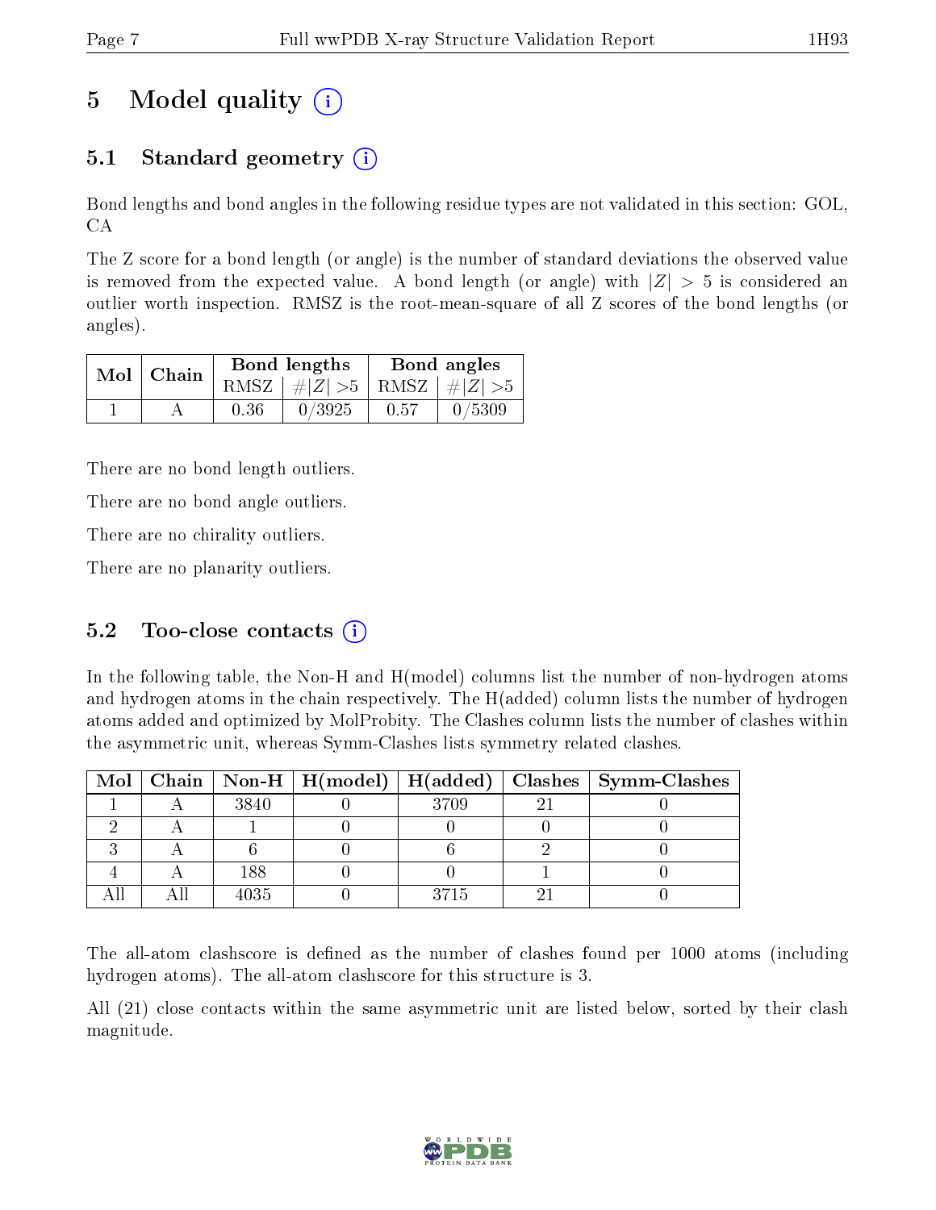# 5 Model quality

## 5.1 Standard geometry

Bond lengths and bond angles in the following residue types are not validated in this section: GOL, CA

The Z score for a bond length (or angle) is the number of standard deviations the observed value is removed from the expected value. A bond length (or angle) with $|Z| > 5$ is considered an outlier worth inspection. RMSZ is the root-mean-square of all Z scores of the bond lengths (or angles).

| Mol | Chain | Bond lengths | | Bond angles | |
|---|---|---|---|---|---|
| | | RMSZ | $\#\|Z\| > 5$ | RMSZ | $\#\|Z\| > 5$ |
| 1 | A | 0.36 | 0/3925 | 0.57 | 0/5309 |

There are no bond length outliers.

There are no bond angle outliers.

There are no chirality outliers.

There are no planarity outliers.

## 5.2 Too-close contacts

In the following table, the Non-H and H(model) columns list the number of non-hydrogen atoms and hydrogen atoms in the chain respectively. The H(added) column lists the number of hydrogen atoms added and optimized by MolProbity. The Clashes column lists the number of clashes within the asymmetric unit, whereas Symm-Clashes lists symmetry related clashes.

| Mol | Chain | Non-H | H(model) | H(added) | Clashes | Symm-Clashes |
|---|---|---|---|---|---|---|
| 1 | A | 3840 | 0 | 3709 | 21 | 0 |
| 2 | A | 1 | 0 | 0 | 0 | 0 |
| 3 | A | 6 | 0 | 6 | 2 | 0 |
| 4 | A | 188 | 0 | 0 | 1 | 0 |
| All | All | 4035 | 0 | 3715 | 21 | 0 |

The all-atom clashscore is defined as the number of clashes found per 1000 atoms (including hydrogen atoms). The all-atom clashscore for this structure is 3.

All (21) close contacts within the same asymmetric unit are listed below, sorted by their clash magnitude.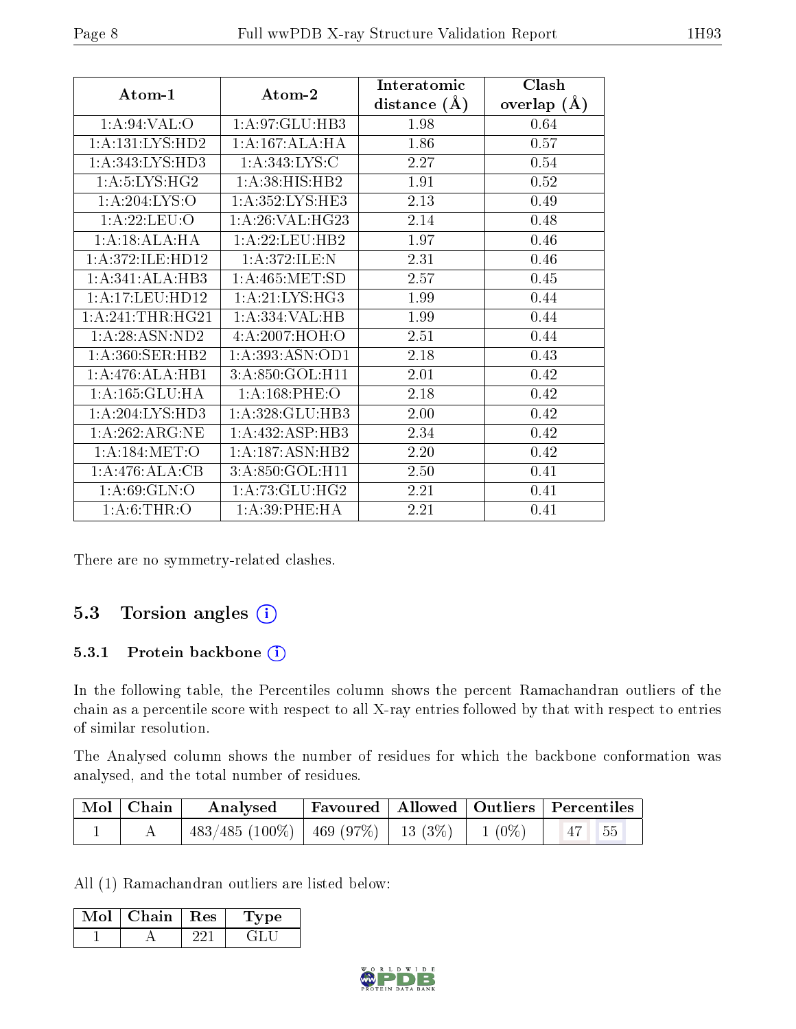| Atom-1 | Atom-2 | Interatomic distance (Å) | Clash overlap (Å) |
|---|---|---|---|
| 1:A:94:VAL:O | 1:A:97:GLU:HB3 | 1.98 | 0.64 |
| 1:A:131:LYS:HD2 | 1:A:167:ALA:HA | 1.86 | 0.57 |
| 1:A:343:LYS:HD3 | 1:A:343:LYS:C | 2.27 | 0.54 |
| 1:A:5:LYS:HG2 | 1:A:38:HIS:HB2 | 1.91 | 0.52 |
| 1:A:204:LYS:O | 1:A:352:LYS:HE3 | 2.13 | 0.49 |
| 1:A:22:LEU:O | 1:A:26:VAL:HG23 | 2.14 | 0.48 |
| 1:A:18:ALA:HA | 1:A:22:LEU:HB2 | 1.97 | 0.46 |
| 1:A:372:ILE:HD12 | 1:A:372:ILE:N | 2.31 | 0.46 |
| 1:A:341:ALA:HB3 | 1:A:465:MET:SD | 2.57 | 0.45 |
| 1:A:17:LEU:HD12 | 1:A:21:LYS:HG3 | 1.99 | 0.44 |
| 1:A:241:THR:HG21 | 1:A:334:VAL:HB | 1.99 | 0.44 |
| 1:A:28:ASN:ND2 | 4:A:2007:HOH:O | 2.51 | 0.44 |
| 1:A:360:SER:HB2 | 1:A:393:ASN:OD1 | 2.18 | 0.43 |
| 1:A:476:ALA:HB1 | 3:A:850:GOL:H11 | 2.01 | 0.42 |
| 1:A:165:GLU:HA | 1:A:168:PHE:O | 2.18 | 0.42 |
| 1:A:204:LYS:HD3 | 1:A:328:GLU:HB3 | 2.00 | 0.42 |
| 1:A:262:ARG:NE | 1:A:432:ASP:HB3 | 2.34 | 0.42 |
| 1:A:184:MET:O | 1:A:187:ASN:HB2 | 2.20 | 0.42 |
| 1:A:476:ALA:CB | 3:A:850:GOL:H11 | 2.50 | 0.41 |
| 1:A:69:GLN:O | 1:A:73:GLU:HG2 | 2.21 | 0.41 |
| 1:A:6:THR:O | 1:A:39:PHE:HA | 2.21 | 0.41 |

There are no symmetry-related clashes.

## 5.3 Torsion angles (i)

### 5.3.1 Protein backbone (i)

In the following table, the Percentiles column shows the percent Ramachandran outliers of the chain as a percentile score with respect to all X-ray entries followed by that with respect to entries of similar resolution.

The Analysed column shows the number of residues for which the backbone conformation was analysed, and the total number of residues.

| Mol | Chain | Analysed | Favoured | Allowed | Outliers | Percentiles |
|---|---|---|---|---|---|---|
| 1 | A | 483/485 (100%) | 469 (97%) | 13 (3%) | 1 (0%) | 47 55 |

All (1) Ramachandran outliers are listed below:

| Mol | Chain | Res | Type |
|---|---|---|---|
| 1 | A | 221 | GLU |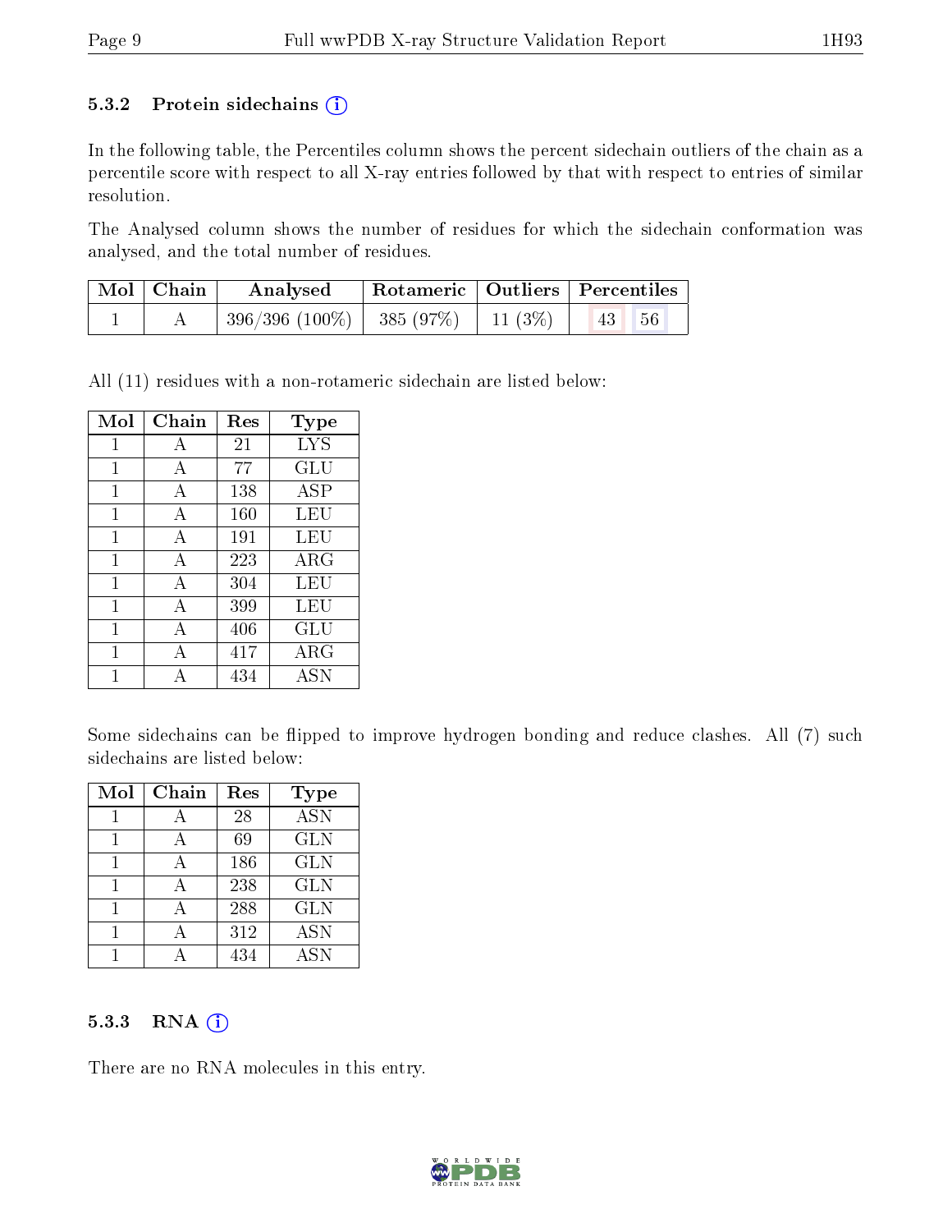### 5.3.2 Protein sidechains (i)

In the following table, the Percentiles column shows the percent sidechain outliers of the chain as a percentile score with respect to all X-ray entries followed by that with respect to entries of similar resolution.

The Analysed column shows the number of residues for which the sidechain conformation was analysed, and the total number of residues.

| Mol | Chain | Analysed | Rotameric | Outliers | Percentiles | |
|---|---|---|---|---|---|---|
| 1 | A | 396/396 (100%) | 385 (97%) | 11 (3%) | 43 | 56 |

All (11) residues with a non-rotameric sidechain are listed below:

| Mol | Chain | Res | Type |
|---|---|---|---|
| 1 | A | 21 | LYS |
| 1 | A | 77 | GLU |
| 1 | A | 138 | ASP |
| 1 | A | 160 | LEU |
| 1 | A | 191 | LEU |
| 1 | A | 223 | ARG |
| 1 | A | 304 | LEU |
| 1 | A | 399 | LEU |
| 1 | A | 406 | GLU |
| 1 | A | 417 | ARG |
| 1 | A | 434 | ASN |

Some sidechains can be flipped to improve hydrogen bonding and reduce clashes. All (7) such sidechains are listed below:

| Mol | Chain | Res | Type |
|---|---|---|---|
| 1 | A | 28 | ASN |
| 1 | A | 69 | GLN |
| 1 | A | 186 | GLN |
| 1 | A | 238 | GLN |
| 1 | A | 288 | GLN |
| 1 | A | 312 | ASN |
| 1 | A | 434 | ASN |

### 5.3.3 RNA (i)

There are no RNA molecules in this entry.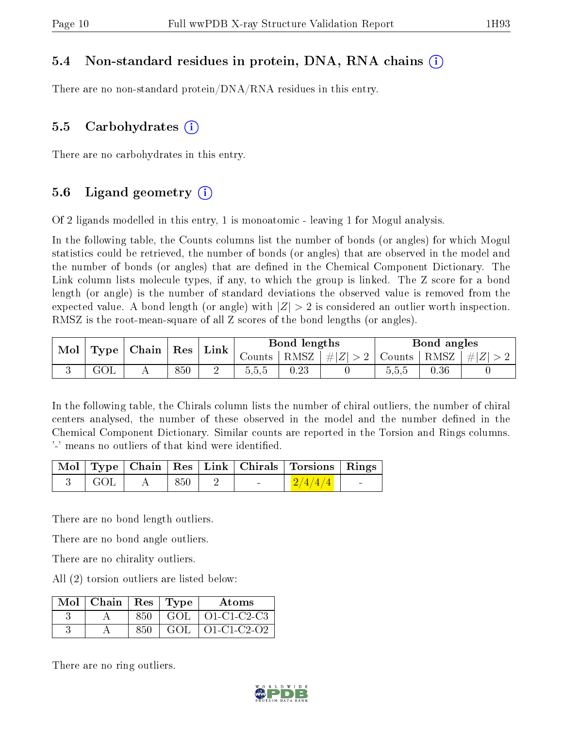### 5.4 Non-standard residues in protein, DNA, RNA chains

There are no non-standard protein/DNA/RNA residues in this entry.

### 5.5 Carbohydrates

There are no carbohydrates in this entry.

### 5.6 Ligand geometry

Of 2 ligands modelled in this entry, 1 is monoatomic - leaving 1 for Mogul analysis.

In the following table, the Counts columns list the number of bonds (or angles) for which Mogul statistics could be retrieved, the number of bonds (or angles) that are observed in the model and the number of bonds (or angles) that are defined in the Chemical Component Dictionary. The Link column lists molecule types, if any, to which the group is linked. The Z score for a bond length (or angle) is the number of standard deviations the observed value is removed from the expected value. A bond length (or angle) with $|Z| > 2$ is considered an outlier worth inspection. RMSZ is the root-mean-square of all Z scores of the bond lengths (or angles).

| Mol | Type | Chain | Res | Link | Bond lengths | | | Bond angles | | |
|---|---|---|---|---|---|---|---|---|---|---|
| | | | | | Counts | RMSZ | $\#\|Z\| > 2$ | Counts | RMSZ | $\#\|Z\| > 2$ |
| 3 | GOL | A | 850 | 2 | 5,5,5 | 0.23 | 0 | 5,5,5 | 0.36 | 0 |

In the following table, the Chirals column lists the number of chiral outliers, the number of chiral centers analysed, the number of these observed in the model and the number defined in the Chemical Component Dictionary. Similar counts are reported in the Torsion and Rings columns. '-' means no outliers of that kind were identified.

| Mol | Type | Chain | Res | Link | Chirals | Torsions | Rings |
|---|---|---|---|---|---|---|---|
| 3 | GOL | A | 850 | 2 | - | 2/4/4/4 | - |

There are no bond length outliers.

There are no bond angle outliers.

There are no chirality outliers.

All (2) torsion outliers are listed below:

| Mol | Chain | Res | Type | Atoms |
|---|---|---|---|---|
| 3 | A | 850 | GOL | O1-C1-C2-C3 |
| 3 | A | 850 | GOL | O1-C1-C2-O2 |

There are no ring outliers.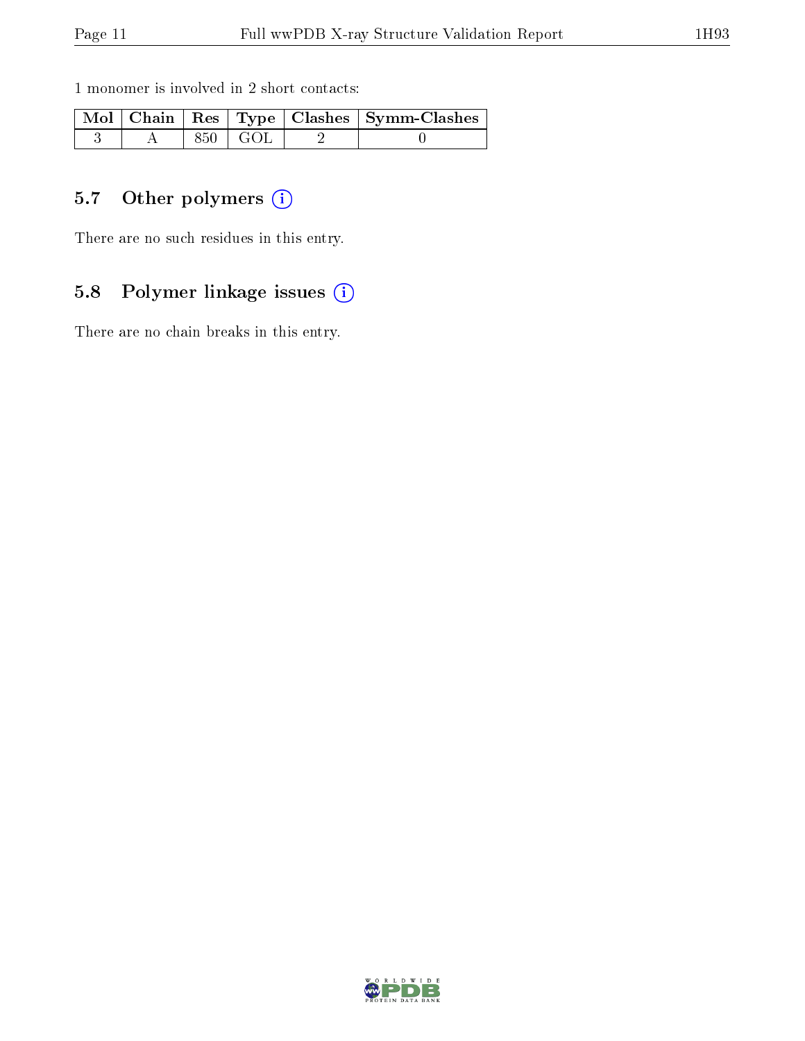1 monomer is involved in 2 short contacts:

| Mol | Chain | Res | Type | Clashes | Symm-Clashes |
|---|---|---|---|---|---|
| 3 | A | 850 | GOL | 2 | 0 |

### 5.7 Other polymers

There are no such residues in this entry.

### 5.8 Polymer linkage issues

There are no chain breaks in this entry.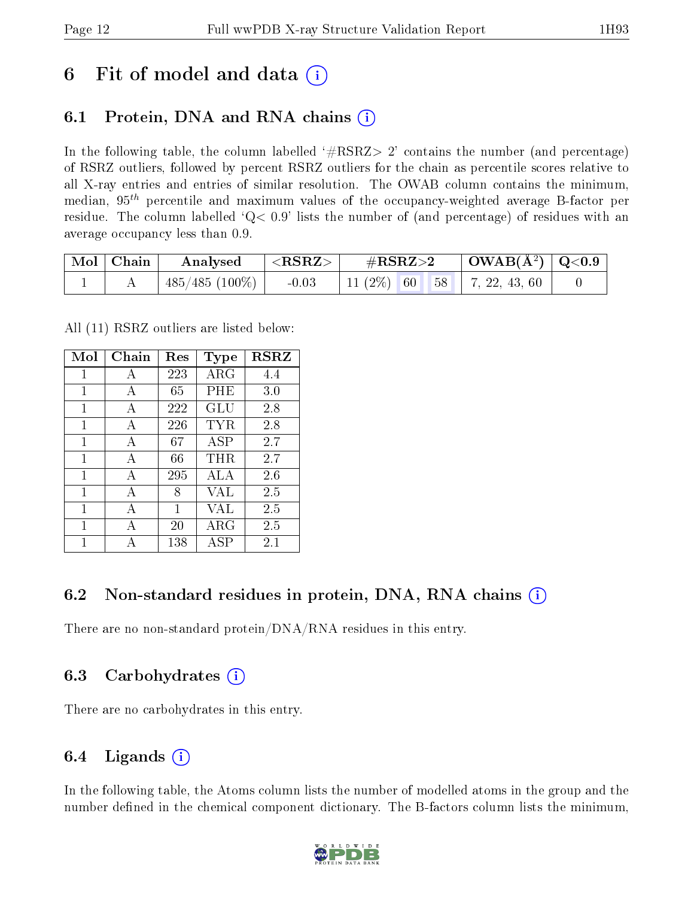# 6 Fit of model and data (i)

## 6.1 Protein, DNA and RNA chains (i)

In the following table, the column labelled '#RSRZ> 2' contains the number (and percentage) of RSRZ outliers, followed by percent RSRZ outliers for the chain as percentile scores relative to all X-ray entries and entries of similar resolution. The OWAB column contains the minimum, median, $95^{th}$ percentile and maximum values of the occupancy-weighted average B-factor per residue. The column labelled 'Q< 0.9' lists the number of (and percentage) of residues with an average occupancy less than 0.9.

| Mol | Chain | Analysed | <RSRZ> | #RSRZ>2 | | | OWAB(Å$^2$) | Q<0.9 |
|---|---|---|---|---|---|---|---|---|
| 1 | A | 485/485 (100%) | -0.03 | 11 (2%) | 60 | 58 | 7, 22, 43, 60 | 0 |

All (11) RSRZ outliers are listed below:

| Mol | Chain | Res | Type | RSRZ |
|---|---|---|---|---|
| 1 | A | 223 | ARG | 4.4 |
| 1 | A | 65 | PHE | 3.0 |
| 1 | A | 222 | GLU | 2.8 |
| 1 | A | 226 | TYR | 2.8 |
| 1 | A | 67 | ASP | 2.7 |
| 1 | A | 66 | THR | 2.7 |
| 1 | A | 295 | ALA | 2.6 |
| 1 | A | 8 | VAL | 2.5 |
| 1 | A | 1 | VAL | 2.5 |
| 1 | A | 20 | ARG | 2.5 |
| 1 | A | 138 | ASP | 2.1 |

## 6.2 Non-standard residues in protein, DNA, RNA chains (i)

There are no non-standard protein/DNA/RNA residues in this entry.

## 6.3 Carbohydrates (i)

There are no carbohydrates in this entry.

## 6.4 Ligands (i)

In the following table, the Atoms column lists the number of modelled atoms in the group and the number defined in the chemical component dictionary. The B-factors column lists the minimum,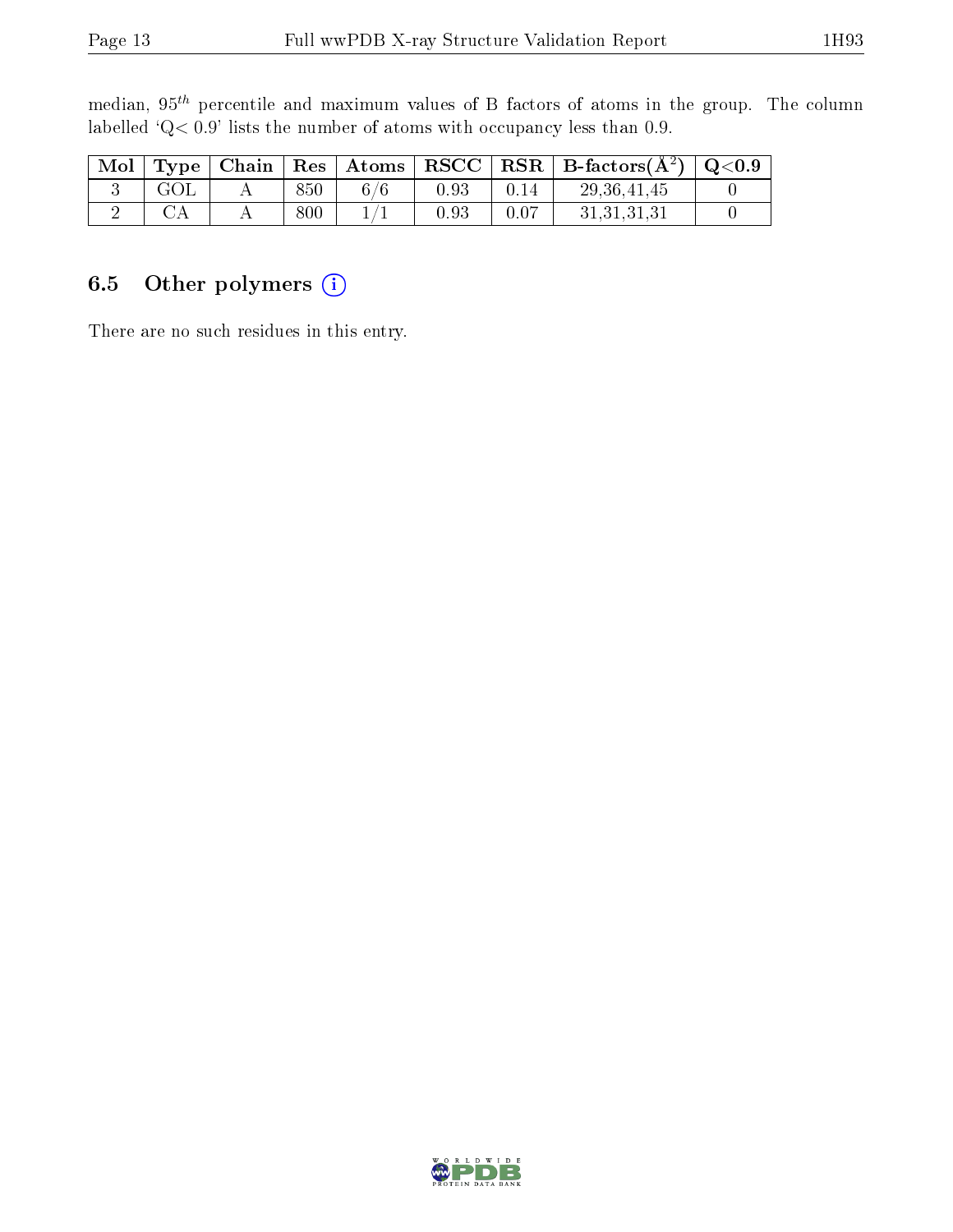median, $95^{th}$ percentile and maximum values of B factors of atoms in the group. The column labelled 'Q< 0.9' lists the number of atoms with occupancy less than 0.9.

| Mol | Type | Chain | Res | Atoms | RSCC | RSR | B-factors($Å^2$) | Q<0.9 |
|---|---|---|---|---|---|---|---|---|
| 3 | GOL | A | 850 | 6/6 | 0.93 | 0.14 | 29,36,41,45 | 0 |
| 2 | CA | A | 800 | 1/1 | 0.93 | 0.07 | 31,31,31,31 | 0 |

### 6.5 Other polymers

There are no such residues in this entry.